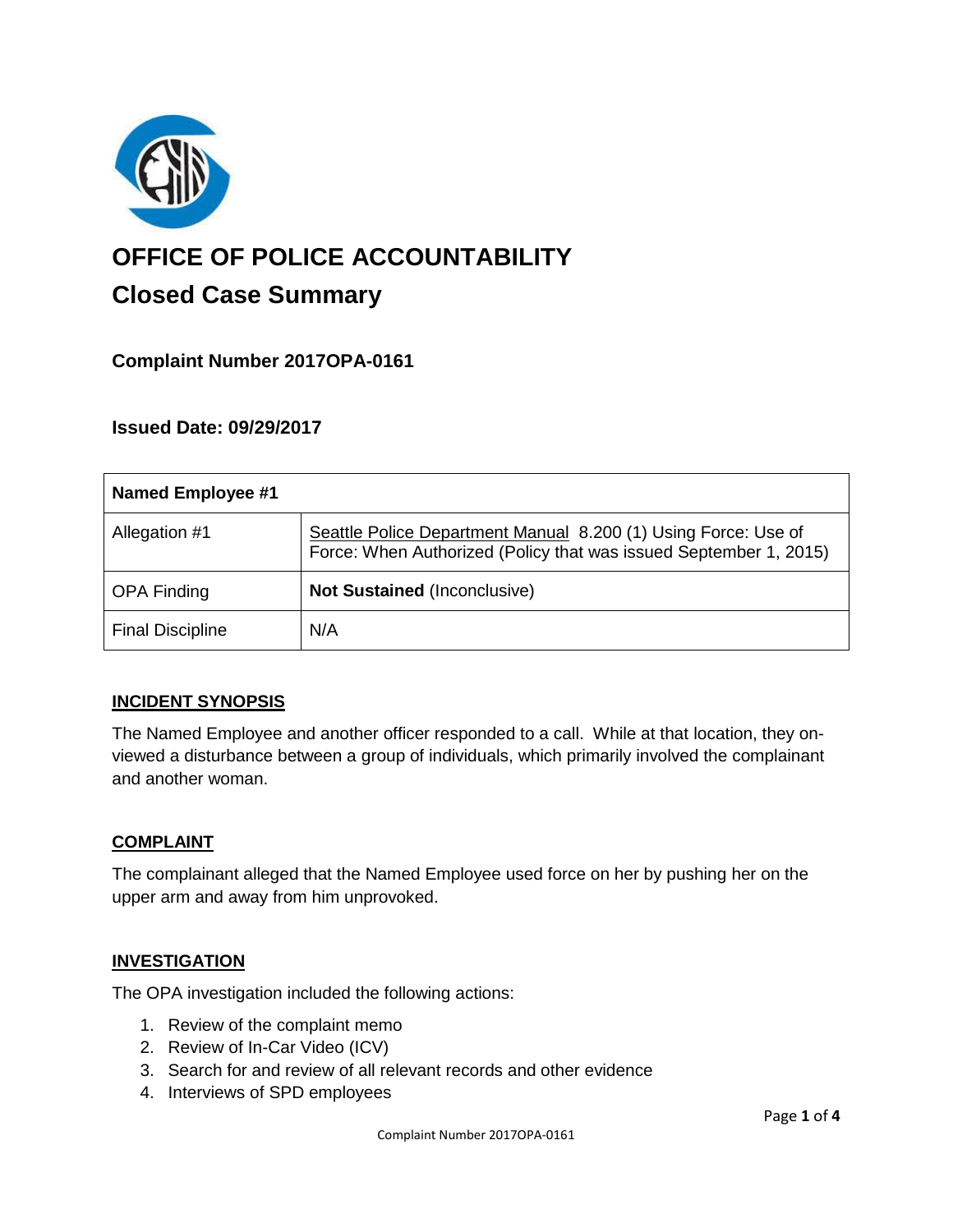# OFFICE OF POLICE ACCOUNTABILITY

## Closed Case Summary

### Complaint Number 2017OPA-0161

### Issued Date: 09/29/2017

| **Named Employee #1** | |
|---|---|
| Allegation #1 | Seattle Police Department Manual 8.200 (1) Using Force: Use of Force: When Authorized (Policy that was issued September 1, 2015) |
| OPA Finding | **Not Sustained** (Inconclusive) |
| Final Discipline | N/A |

**INCIDENT SYNOPSIS**

The Named Employee and another officer responded to a call. While at that location, they on-viewed a disturbance between a group of individuals, which primarily involved the complainant and another woman.

**COMPLAINT**

The complainant alleged that the Named Employee used force on her by pushing her on the upper arm and away from him unprovoked.

**INVESTIGATION**

The OPA investigation included the following actions:

1. Review of the complaint memo
2. Review of In-Car Video (ICV)
3. Search for and review of all relevant records and other evidence
4. Interviews of SPD employees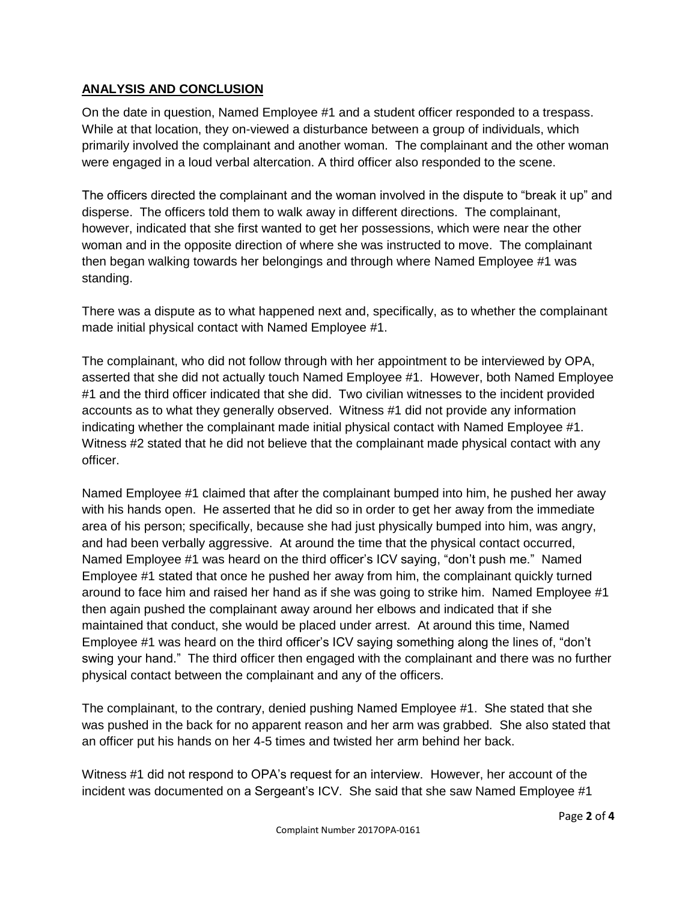## ANALYSIS AND CONCLUSION

On the date in question, Named Employee #1 and a student officer responded to a trespass. While at that location, they on-viewed a disturbance between a group of individuals, which primarily involved the complainant and another woman. The complainant and the other woman were engaged in a loud verbal altercation. A third officer also responded to the scene.

The officers directed the complainant and the woman involved in the dispute to "break it up" and disperse. The officers told them to walk away in different directions. The complainant, however, indicated that she first wanted to get her possessions, which were near the other woman and in the opposite direction of where she was instructed to move. The complainant then began walking towards her belongings and through where Named Employee #1 was standing.

There was a dispute as to what happened next and, specifically, as to whether the complainant made initial physical contact with Named Employee #1.

The complainant, who did not follow through with her appointment to be interviewed by OPA, asserted that she did not actually touch Named Employee #1. However, both Named Employee #1 and the third officer indicated that she did. Two civilian witnesses to the incident provided accounts as to what they generally observed. Witness #1 did not provide any information indicating whether the complainant made initial physical contact with Named Employee #1. Witness #2 stated that he did not believe that the complainant made physical contact with any officer.

Named Employee #1 claimed that after the complainant bumped into him, he pushed her away with his hands open. He asserted that he did so in order to get her away from the immediate area of his person; specifically, because she had just physically bumped into him, was angry, and had been verbally aggressive. At around the time that the physical contact occurred, Named Employee #1 was heard on the third officer's ICV saying, "don't push me." Named Employee #1 stated that once he pushed her away from him, the complainant quickly turned around to face him and raised her hand as if she was going to strike him. Named Employee #1 then again pushed the complainant away around her elbows and indicated that if she maintained that conduct, she would be placed under arrest. At around this time, Named Employee #1 was heard on the third officer's ICV saying something along the lines of, "don't swing your hand." The third officer then engaged with the complainant and there was no further physical contact between the complainant and any of the officers.

The complainant, to the contrary, denied pushing Named Employee #1. She stated that she was pushed in the back for no apparent reason and her arm was grabbed. She also stated that an officer put his hands on her 4-5 times and twisted her arm behind her back.

Witness #1 did not respond to OPA's request for an interview. However, her account of the incident was documented on a Sergeant's ICV. She said that she saw Named Employee #1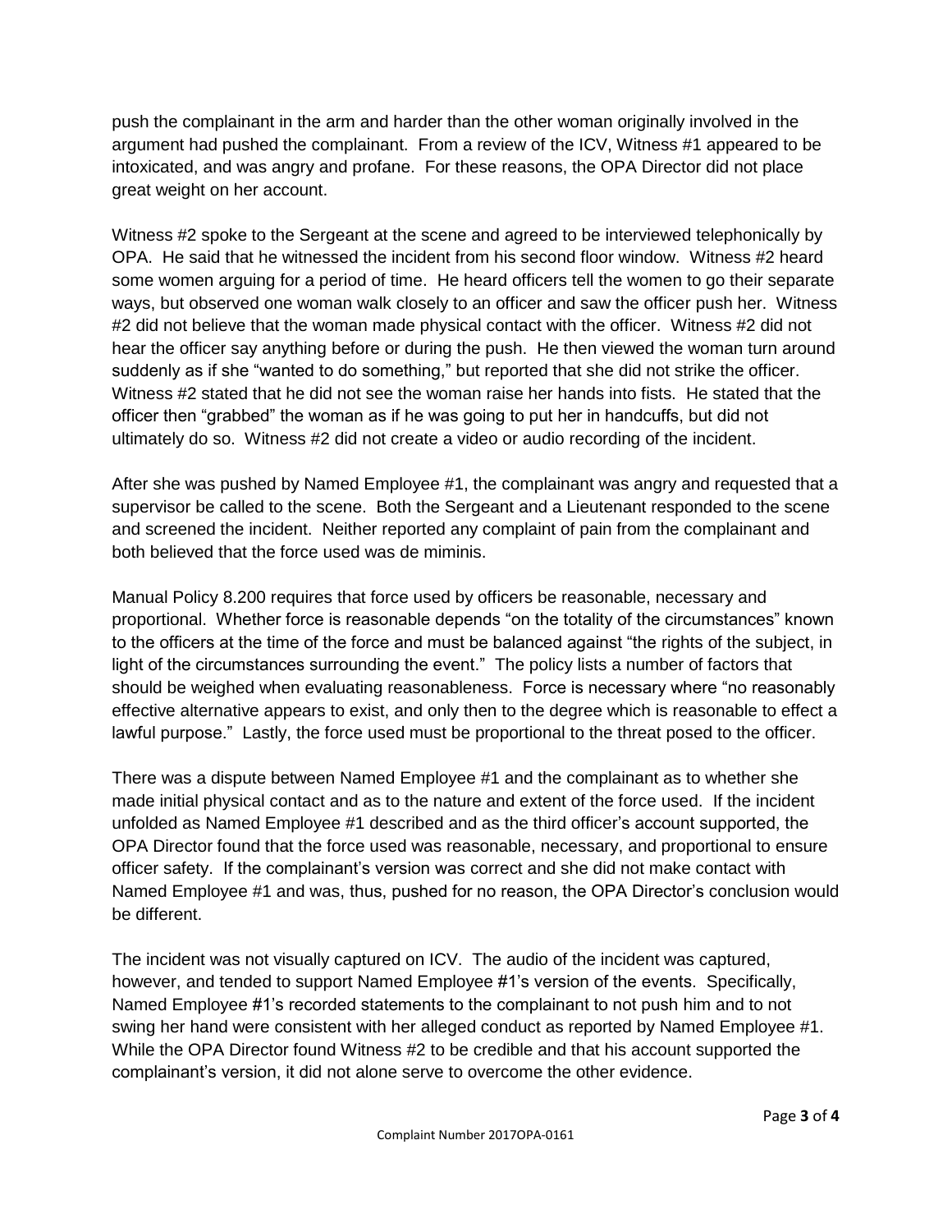push the complainant in the arm and harder than the other woman originally involved in the argument had pushed the complainant. From a review of the ICV, Witness #1 appeared to be intoxicated, and was angry and profane. For these reasons, the OPA Director did not place great weight on her account.

Witness #2 spoke to the Sergeant at the scene and agreed to be interviewed telephonically by OPA. He said that he witnessed the incident from his second floor window. Witness #2 heard some women arguing for a period of time. He heard officers tell the women to go their separate ways, but observed one woman walk closely to an officer and saw the officer push her. Witness #2 did not believe that the woman made physical contact with the officer. Witness #2 did not hear the officer say anything before or during the push. He then viewed the woman turn around suddenly as if she "wanted to do something," but reported that she did not strike the officer. Witness #2 stated that he did not see the woman raise her hands into fists. He stated that the officer then "grabbed" the woman as if he was going to put her in handcuffs, but did not ultimately do so. Witness #2 did not create a video or audio recording of the incident.

After she was pushed by Named Employee #1, the complainant was angry and requested that a supervisor be called to the scene. Both the Sergeant and a Lieutenant responded to the scene and screened the incident. Neither reported any complaint of pain from the complainant and both believed that the force used was de miminis.

Manual Policy 8.200 requires that force used by officers be reasonable, necessary and proportional. Whether force is reasonable depends "on the totality of the circumstances" known to the officers at the time of the force and must be balanced against "the rights of the subject, in light of the circumstances surrounding the event." The policy lists a number of factors that should be weighed when evaluating reasonableness. Force is necessary where "no reasonably effective alternative appears to exist, and only then to the degree which is reasonable to effect a lawful purpose." Lastly, the force used must be proportional to the threat posed to the officer.

There was a dispute between Named Employee #1 and the complainant as to whether she made initial physical contact and as to the nature and extent of the force used. If the incident unfolded as Named Employee #1 described and as the third officer's account supported, the OPA Director found that the force used was reasonable, necessary, and proportional to ensure officer safety. If the complainant's version was correct and she did not make contact with Named Employee #1 and was, thus, pushed for no reason, the OPA Director's conclusion would be different.

The incident was not visually captured on ICV. The audio of the incident was captured, however, and tended to support Named Employee #1's version of the events. Specifically, Named Employee #1's recorded statements to the complainant to not push him and to not swing her hand were consistent with her alleged conduct as reported by Named Employee #1. While the OPA Director found Witness #2 to be credible and that his account supported the complainant's version, it did not alone serve to overcome the other evidence.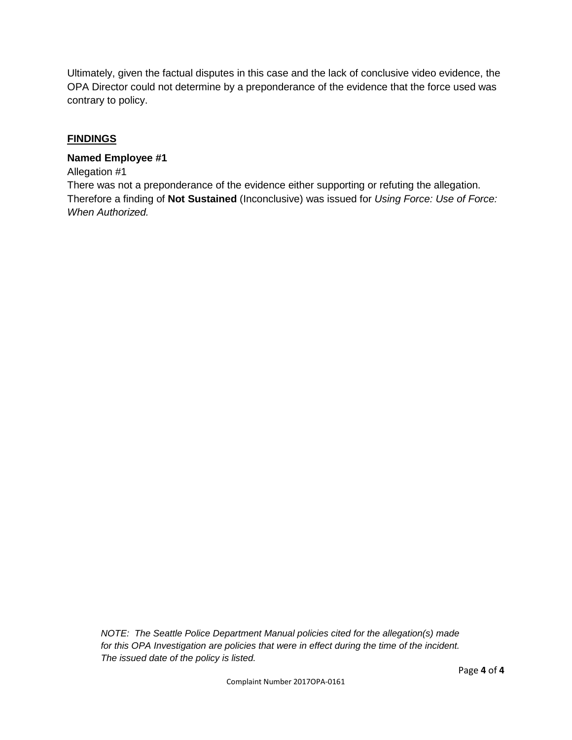Ultimately, given the factual disputes in this case and the lack of conclusive video evidence, the OPA Director could not determine by a preponderance of the evidence that the force used was contrary to policy.

## FINDINGS

**Named Employee #1**

Allegation #1

There was not a preponderance of the evidence either supporting or refuting the allegation. Therefore a finding of **Not Sustained** (Inconclusive) was issued for *Using Force: Use of Force: When Authorized.*

*NOTE: The Seattle Police Department Manual policies cited for the allegation(s) made for this OPA Investigation are policies that were in effect during the time of the incident. The issued date of the policy is listed.*